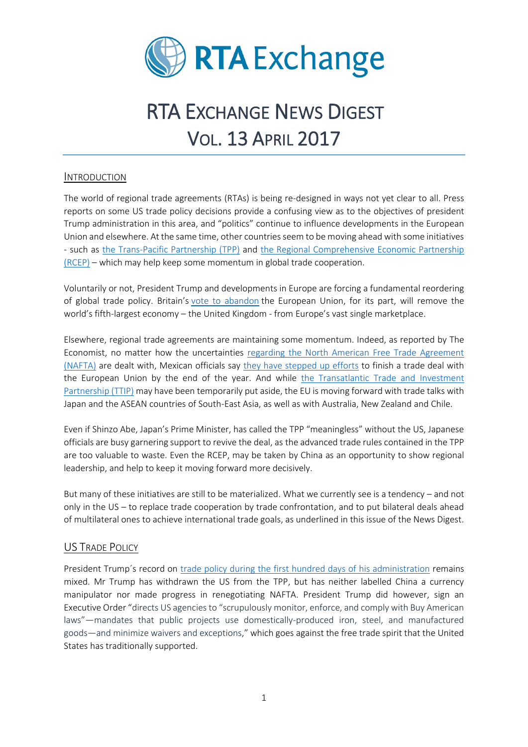# RTA Exchange

# RTA EXCHANGE NEWS DIGEST
# VOL. 13 APRIL 2017

## INTRODUCTION

The world of regional trade agreements (RTAs) is being re-designed in ways not yet clear to all. Press reports on some US trade policy decisions provide a confusing view as to the objectives of president Trump administration in this area, and "politics" continue to influence developments in the European Union and elsewhere. At the same time, other countries seem to be moving ahead with some initiatives - such as the Trans-Pacific Partnership (TPP) and the Regional Comprehensive Economic Partnership (RCEP) – which may help keep some momentum in global trade cooperation.

Voluntarily or not, President Trump and developments in Europe are forcing a fundamental reordering of global trade policy. Britain's vote to abandon the European Union, for its part, will remove the world's fifth-largest economy – the United Kingdom - from Europe's vast single marketplace.

Elsewhere, regional trade agreements are maintaining some momentum. Indeed, as reported by The Economist, no matter how the uncertainties regarding the North American Free Trade Agreement (NAFTA) are dealt with, Mexican officials say they have stepped up efforts to finish a trade deal with the European Union by the end of the year. And while the Transatlantic Trade and Investment Partnership (TTIP) may have been temporarily put aside, the EU is moving forward with trade talks with Japan and the ASEAN countries of South-East Asia, as well as with Australia, New Zealand and Chile.

Even if Shinzo Abe, Japan's Prime Minister, has called the TPP "meaningless" without the US, Japanese officials are busy garnering support to revive the deal, as the advanced trade rules contained in the TPP are too valuable to waste. Even the RCEP, may be taken by China as an opportunity to show regional leadership, and help to keep it moving forward more decisively.

But many of these initiatives are still to be materialized. What we currently see is a tendency – and not only in the US – to replace trade cooperation by trade confrontation, and to put bilateral deals ahead of multilateral ones to achieve international trade goals, as underlined in this issue of the News Digest.

## US TRADE POLICY

President Trump´s record on trade policy during the first hundred days of his administration remains mixed. Mr Trump has withdrawn the US from the TPP, but has neither labelled China a currency manipulator nor made progress in renegotiating NAFTA. President Trump did however, sign an Executive Order "directs US agencies to "scrupulously monitor, enforce, and comply with Buy American laws"—mandates that public projects use domestically-produced iron, steel, and manufactured goods—and minimize waivers and exceptions," which goes against the free trade spirit that the United States has traditionally supported.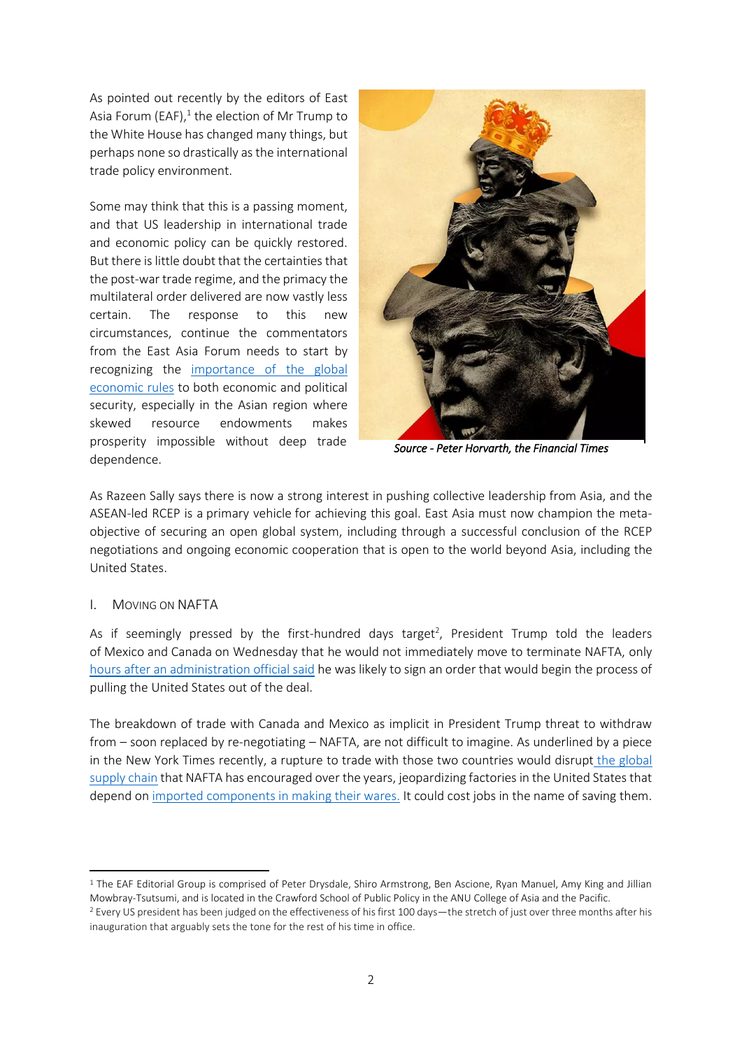As pointed out recently by the editors of East Asia Forum (EAF),[1] the election of Mr Trump to the White House has changed many things, but perhaps none so drastically as the international trade policy environment.

Some may think that this is a passing moment, and that US leadership in international trade and economic policy can be quickly restored. But there is little doubt that the certainties that the post-war trade regime, and the primacy the multilateral order delivered are now vastly less certain. The response to this new circumstances, continue the commentators from the East Asia Forum needs to start by recognizing the importance of the global economic rules to both economic and political security, especially in the Asian region where skewed resource endowments makes prosperity impossible without deep trade dependence.

*Source - Peter Horvarth, the Financial Times*

As Razeen Sally says there is now a strong interest in pushing collective leadership from Asia, and the ASEAN-led RCEP is a primary vehicle for achieving this goal. East Asia must now champion the meta-objective of securing an open global system, including through a successful conclusion of the RCEP negotiations and ongoing economic cooperation that is open to the world beyond Asia, including the United States.

## I. Moving on NAFTA

As if seemingly pressed by the first-hundred days target[2], President Trump told the leaders of Mexico and Canada on Wednesday that he would not immediately move to terminate NAFTA, only hours after an administration official said he was likely to sign an order that would begin the process of pulling the United States out of the deal.

The breakdown of trade with Canada and Mexico as implicit in President Trump threat to withdraw from – soon replaced by re-negotiating – NAFTA, are not difficult to imagine. As underlined by a piece in the New York Times recently, a rupture to trade with those two countries would disrupt the global supply chain that NAFTA has encouraged over the years, jeopardizing factories in the United States that depend on imported components in making their wares. It could cost jobs in the name of saving them.

---

[1] The EAF Editorial Group is comprised of Peter Drysdale, Shiro Armstrong, Ben Ascione, Ryan Manuel, Amy King and Jillian Mowbray-Tsutsumi, and is located in the Crawford School of Public Policy in the ANU College of Asia and the Pacific.

[2] Every US president has been judged on the effectiveness of his first 100 days—the stretch of just over three months after his inauguration that arguably sets the tone for the rest of his time in office.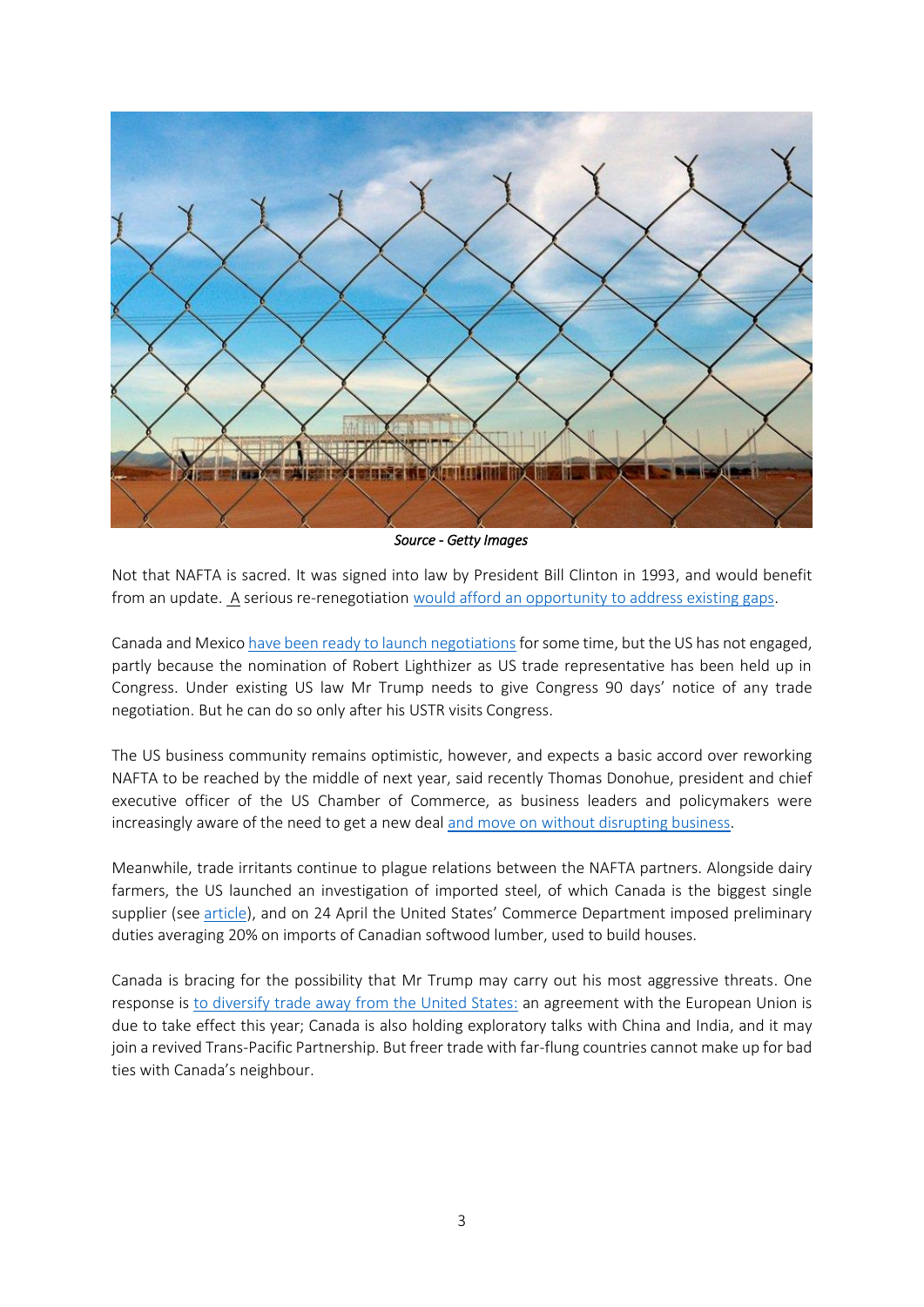*Source - Getty Images*

Not that NAFTA is sacred. It was signed into law by President Bill Clinton in 1993, and would benefit from an update. A serious re-renegotiation would afford an opportunity to address existing gaps.

Canada and Mexico have been ready to launch negotiations for some time, but the US has not engaged, partly because the nomination of Robert Lighthizer as US trade representative has been held up in Congress. Under existing US law Mr Trump needs to give Congress 90 days' notice of any trade negotiation. But he can do so only after his USTR visits Congress.

The US business community remains optimistic, however, and expects a basic accord over reworking NAFTA to be reached by the middle of next year, said recently Thomas Donohue, president and chief executive officer of the US Chamber of Commerce, as business leaders and policymakers were increasingly aware of the need to get a new deal and move on without disrupting business.

Meanwhile, trade irritants continue to plague relations between the NAFTA partners. Alongside dairy farmers, the US launched an investigation of imported steel, of which Canada is the biggest single supplier (see article), and on 24 April the United States' Commerce Department imposed preliminary duties averaging 20% on imports of Canadian softwood lumber, used to build houses.

Canada is bracing for the possibility that Mr Trump may carry out his most aggressive threats. One response is to diversify trade away from the United States: an agreement with the European Union is due to take effect this year; Canada is also holding exploratory talks with China and India, and it may join a revived Trans-Pacific Partnership. But freer trade with far-flung countries cannot make up for bad ties with Canada's neighbour.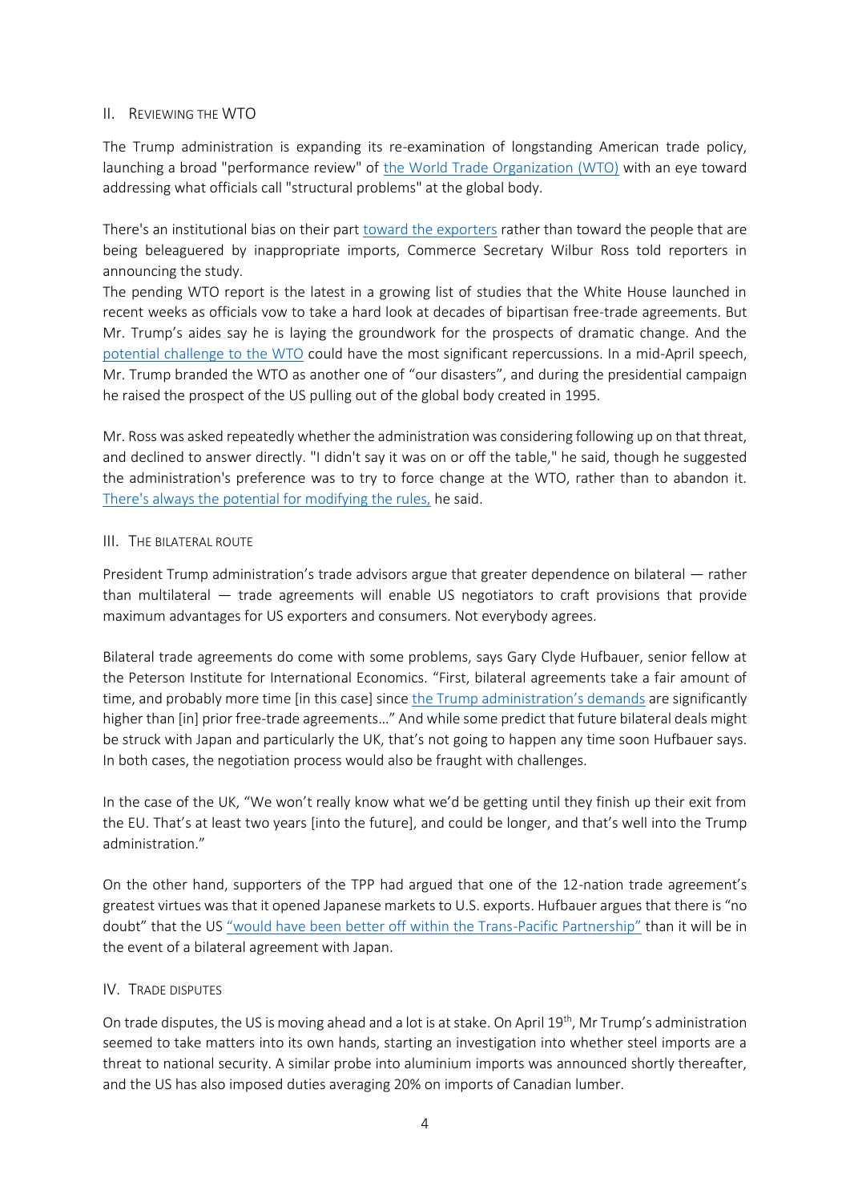## II. Reviewing the WTO

The Trump administration is expanding its re-examination of longstanding American trade policy, launching a broad "performance review" of the World Trade Organization (WTO) with an eye toward addressing what officials call "structural problems" at the global body.

There's an institutional bias on their part toward the exporters rather than toward the people that are being beleaguered by inappropriate imports, Commerce Secretary Wilbur Ross told reporters in announcing the study.

The pending WTO report is the latest in a growing list of studies that the White House launched in recent weeks as officials vow to take a hard look at decades of bipartisan free-trade agreements. But Mr. Trump's aides say he is laying the groundwork for the prospects of dramatic change. And the potential challenge to the WTO could have the most significant repercussions. In a mid-April speech, Mr. Trump branded the WTO as another one of "our disasters", and during the presidential campaign he raised the prospect of the US pulling out of the global body created in 1995.

Mr. Ross was asked repeatedly whether the administration was considering following up on that threat, and declined to answer directly. "I didn't say it was on or off the table," he said, though he suggested the administration's preference was to try to force change at the WTO, rather than to abandon it. There's always the potential for modifying the rules, he said.

## III. The bilateral route

President Trump administration's trade advisors argue that greater dependence on bilateral — rather than multilateral — trade agreements will enable US negotiators to craft provisions that provide maximum advantages for US exporters and consumers. Not everybody agrees.

Bilateral trade agreements do come with some problems, says Gary Clyde Hufbauer, senior fellow at the Peterson Institute for International Economics. "First, bilateral agreements take a fair amount of time, and probably more time [in this case] since the Trump administration's demands are significantly higher than [in] prior free-trade agreements…" And while some predict that future bilateral deals might be struck with Japan and particularly the UK, that's not going to happen any time soon Hufbauer says. In both cases, the negotiation process would also be fraught with challenges.

In the case of the UK, "We won't really know what we'd be getting until they finish up their exit from the EU. That's at least two years [into the future], and could be longer, and that's well into the Trump administration."

On the other hand, supporters of the TPP had argued that one of the 12-nation trade agreement's greatest virtues was that it opened Japanese markets to U.S. exports. Hufbauer argues that there is "no doubt" that the US "would have been better off within the Trans-Pacific Partnership" than it will be in the event of a bilateral agreement with Japan.

## IV. Trade disputes

On trade disputes, the US is moving ahead and a lot is at stake. On April 19th, Mr Trump's administration seemed to take matters into its own hands, starting an investigation into whether steel imports are a threat to national security. A similar probe into aluminium imports was announced shortly thereafter, and the US has also imposed duties averaging 20% on imports of Canadian lumber.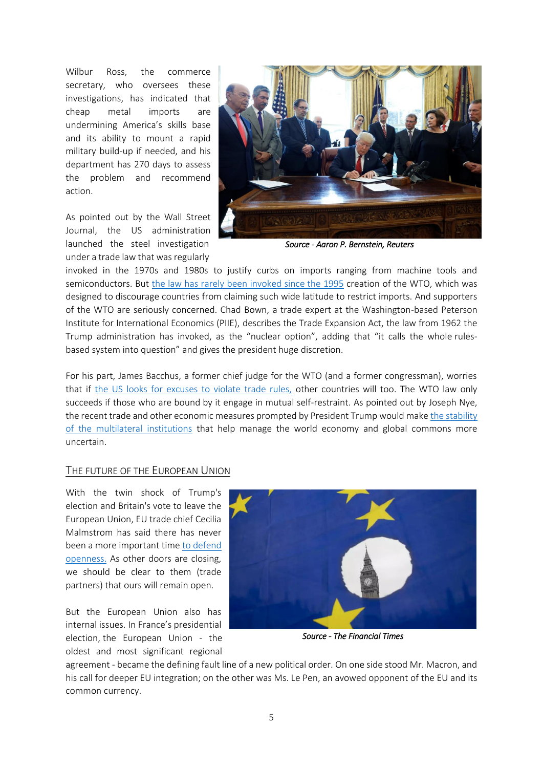Wilbur Ross, the commerce secretary, who oversees these investigations, has indicated that cheap metal imports are undermining America's skills base and its ability to mount a rapid military build-up if needed, and his department has 270 days to assess the problem and recommend action.

Source - Aaron P. Bernstein, Reuters

As pointed out by the Wall Street Journal, the US administration launched the steel investigation under a trade law that was regularly invoked in the 1970s and 1980s to justify curbs on imports ranging from machine tools and semiconductors. But the law has rarely been invoked since the 1995 creation of the WTO, which was designed to discourage countries from claiming such wide latitude to restrict imports. And supporters of the WTO are seriously concerned. Chad Bown, a trade expert at the Washington-based Peterson Institute for International Economics (PIIE), describes the Trade Expansion Act, the law from 1962 the Trump administration has invoked, as the "nuclear option", adding that "it calls the whole rules-based system into question" and gives the president huge discretion.

For his part, James Bacchus, a former chief judge for the WTO (and a former congressman), worries that if the US looks for excuses to violate trade rules, other countries will too. The WTO law only succeeds if those who are bound by it engage in mutual self-restraint. As pointed out by Joseph Nye, the recent trade and other economic measures prompted by President Trump would make the stability of the multilateral institutions that help manage the world economy and global commons more uncertain.

## THE FUTURE OF THE EUROPEAN UNION

With the twin shock of Trump's election and Britain's vote to leave the European Union, EU trade chief Cecilia Malmstrom has said there has never been a more important time to defend openness. As other doors are closing, we should be clear to them (trade partners) that ours will remain open.

Source - The Financial Times

But the European Union also has internal issues. In France's presidential election, the European Union - the oldest and most significant regional agreement - became the defining fault line of a new political order. On one side stood Mr. Macron, and his call for deeper EU integration; on the other was Ms. Le Pen, an avowed opponent of the EU and its common currency.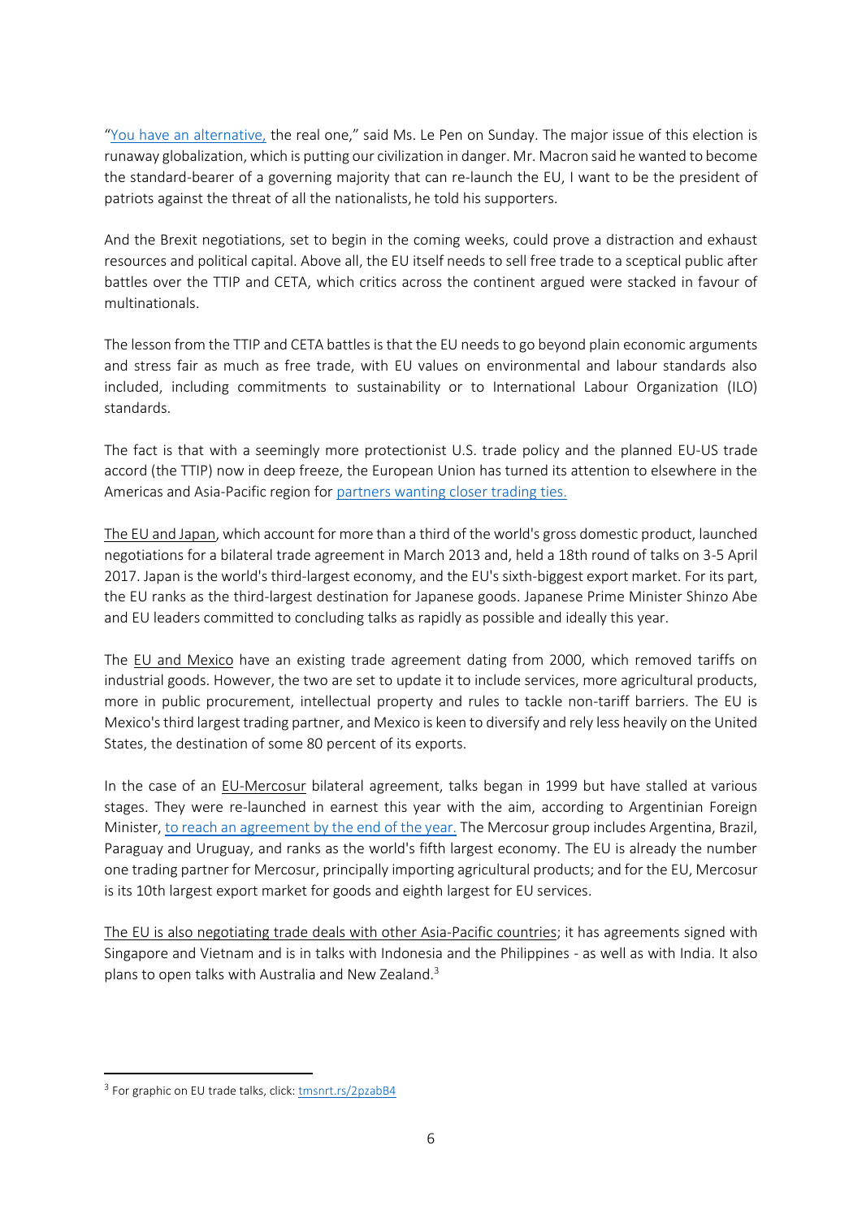"You have an alternative, the real one," said Ms. Le Pen on Sunday. The major issue of this election is runaway globalization, which is putting our civilization in danger. Mr. Macron said he wanted to become the standard-bearer of a governing majority that can re-launch the EU, I want to be the president of patriots against the threat of all the nationalists, he told his supporters.

And the Brexit negotiations, set to begin in the coming weeks, could prove a distraction and exhaust resources and political capital. Above all, the EU itself needs to sell free trade to a sceptical public after battles over the TTIP and CETA, which critics across the continent argued were stacked in favour of multinationals.

The lesson from the TTIP and CETA battles is that the EU needs to go beyond plain economic arguments and stress fair as much as free trade, with EU values on environmental and labour standards also included, including commitments to sustainability or to International Labour Organization (ILO) standards.

The fact is that with a seemingly more protectionist U.S. trade policy and the planned EU-US trade accord (the TTIP) now in deep freeze, the European Union has turned its attention to elsewhere in the Americas and Asia-Pacific region for partners wanting closer trading ties.

The EU and Japan, which account for more than a third of the world's gross domestic product, launched negotiations for a bilateral trade agreement in March 2013 and, held a 18th round of talks on 3-5 April 2017. Japan is the world's third-largest economy, and the EU's sixth-biggest export market. For its part, the EU ranks as the third-largest destination for Japanese goods. Japanese Prime Minister Shinzo Abe and EU leaders committed to concluding talks as rapidly as possible and ideally this year.

The EU and Mexico have an existing trade agreement dating from 2000, which removed tariffs on industrial goods. However, the two are set to update it to include services, more agricultural products, more in public procurement, intellectual property and rules to tackle non-tariff barriers. The EU is Mexico's third largest trading partner, and Mexico is keen to diversify and rely less heavily on the United States, the destination of some 80 percent of its exports.

In the case of an EU-Mercosur bilateral agreement, talks began in 1999 but have stalled at various stages. They were re-launched in earnest this year with the aim, according to Argentinian Foreign Minister, to reach an agreement by the end of the year. The Mercosur group includes Argentina, Brazil, Paraguay and Uruguay, and ranks as the world's fifth largest economy. The EU is already the number one trading partner for Mercosur, principally importing agricultural products; and for the EU, Mercosur is its 10th largest export market for goods and eighth largest for EU services.

The EU is also negotiating trade deals with other Asia-Pacific countries; it has agreements signed with Singapore and Vietnam and is in talks with Indonesia and the Philippines - as well as with India. It also plans to open talks with Australia and New Zealand.[3]

[3] For graphic on EU trade talks, click: tmsnrt.rs/2pzabB4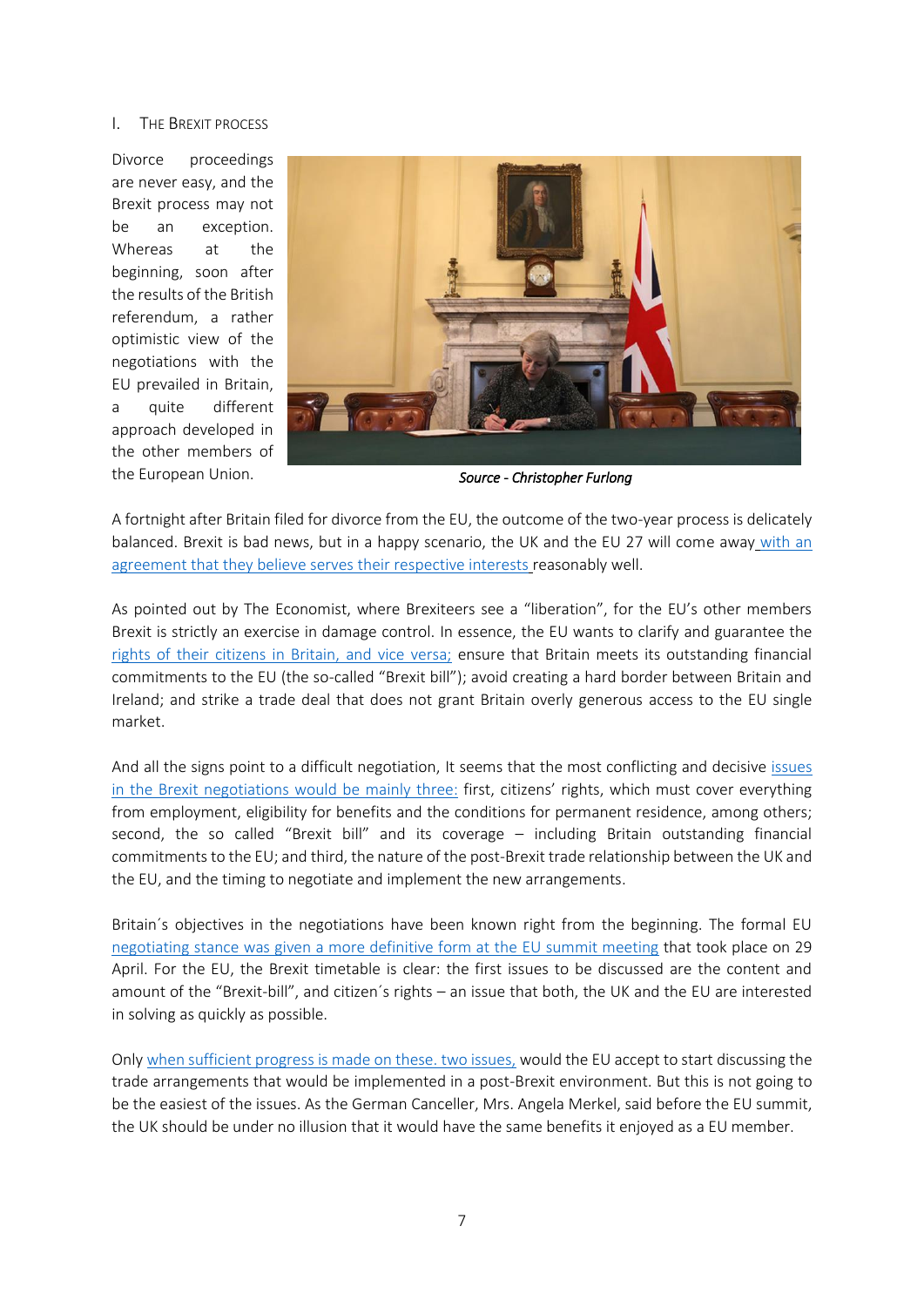## I. The Brexit process

Divorce proceedings are never easy, and the Brexit process may not be an exception. Whereas at the beginning, soon after the results of the British referendum, a rather optimistic view of the negotiations with the EU prevailed in Britain, a quite different approach developed in the other members of the European Union.

*Source - Christopher Furlong*

A fortnight after Britain filed for divorce from the EU, the outcome of the two-year process is delicately balanced. Brexit is bad news, but in a happy scenario, the UK and the EU 27 will come away with an agreement that they believe serves their respective interests reasonably well.

As pointed out by The Economist, where Brexiteers see a "liberation", for the EU's other members Brexit is strictly an exercise in damage control. In essence, the EU wants to clarify and guarantee the rights of their citizens in Britain, and vice versa; ensure that Britain meets its outstanding financial commitments to the EU (the so-called "Brexit bill"); avoid creating a hard border between Britain and Ireland; and strike a trade deal that does not grant Britain overly generous access to the EU single market.

And all the signs point to a difficult negotiation, It seems that the most conflicting and decisive issues in the Brexit negotiations would be mainly three: first, citizens' rights, which must cover everything from employment, eligibility for benefits and the conditions for permanent residence, among others; second, the so called "Brexit bill" and its coverage – including Britain outstanding financial commitments to the EU; and third, the nature of the post-Brexit trade relationship between the UK and the EU, and the timing to negotiate and implement the new arrangements.

Britain´s objectives in the negotiations have been known right from the beginning. The formal EU negotiating stance was given a more definitive form at the EU summit meeting that took place on 29 April. For the EU, the Brexit timetable is clear: the first issues to be discussed are the content and amount of the "Brexit-bill", and citizen´s rights – an issue that both, the UK and the EU are interested in solving as quickly as possible.

Only when sufficient progress is made on these. two issues, would the EU accept to start discussing the trade arrangements that would be implemented in a post-Brexit environment. But this is not going to be the easiest of the issues. As the German Canceller, Mrs. Angela Merkel, said before the EU summit, the UK should be under no illusion that it would have the same benefits it enjoyed as a EU member.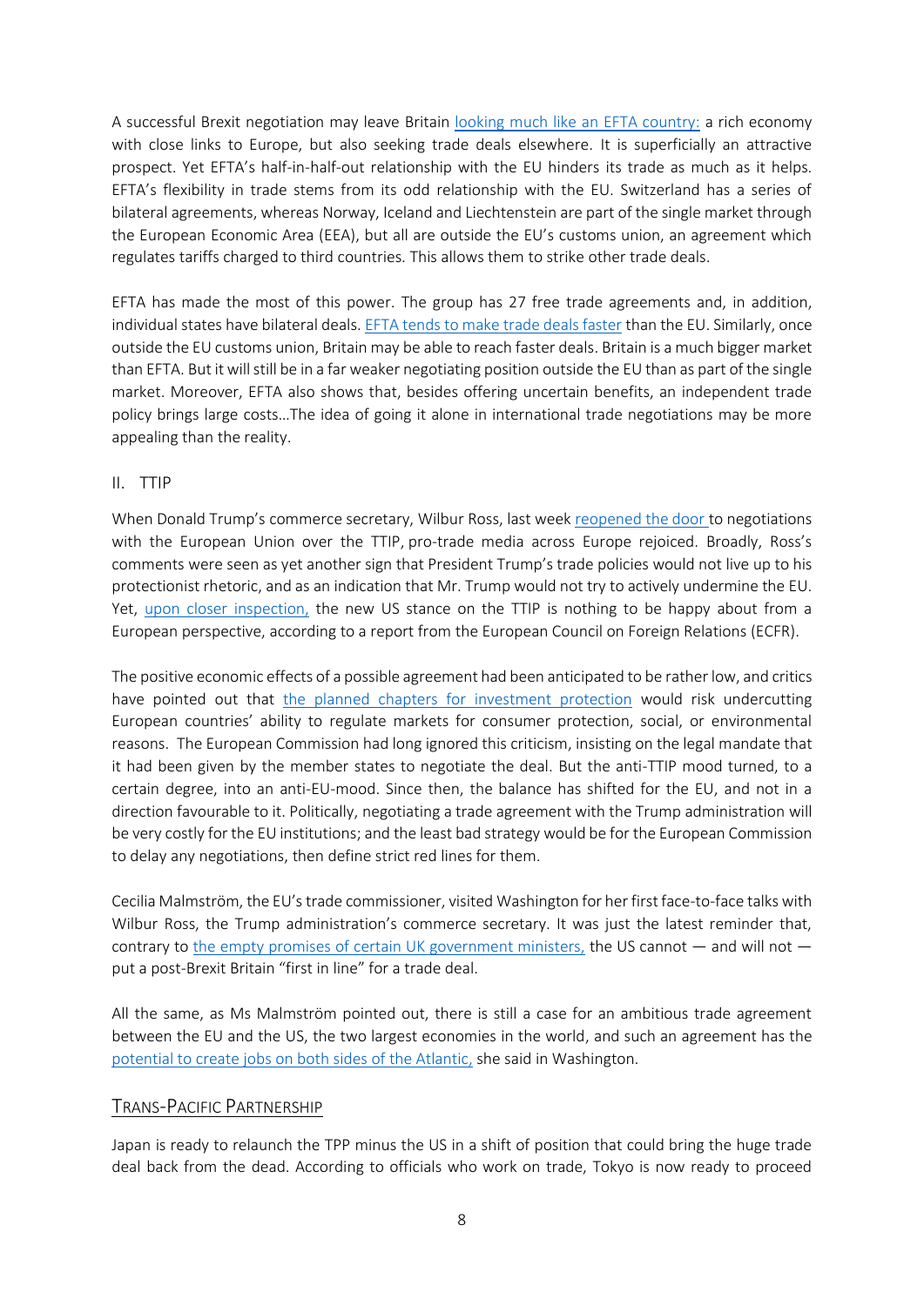A successful Brexit negotiation may leave Britain looking much like an EFTA country: a rich economy with close links to Europe, but also seeking trade deals elsewhere. It is superficially an attractive prospect. Yet EFTA's half-in-half-out relationship with the EU hinders its trade as much as it helps. EFTA's flexibility in trade stems from its odd relationship with the EU. Switzerland has a series of bilateral agreements, whereas Norway, Iceland and Liechtenstein are part of the single market through the European Economic Area (EEA), but all are outside the EU's customs union, an agreement which regulates tariffs charged to third countries. This allows them to strike other trade deals.

EFTA has made the most of this power. The group has 27 free trade agreements and, in addition, individual states have bilateral deals. EFTA tends to make trade deals faster than the EU. Similarly, once outside the EU customs union, Britain may be able to reach faster deals. Britain is a much bigger market than EFTA. But it will still be in a far weaker negotiating position outside the EU than as part of the single market. Moreover, EFTA also shows that, besides offering uncertain benefits, an independent trade policy brings large costs…The idea of going it alone in international trade negotiations may be more appealing than the reality.

II. TTIP

When Donald Trump's commerce secretary, Wilbur Ross, last week reopened the door to negotiations with the European Union over the TTIP, pro-trade media across Europe rejoiced. Broadly, Ross's comments were seen as yet another sign that President Trump's trade policies would not live up to his protectionist rhetoric, and as an indication that Mr. Trump would not try to actively undermine the EU. Yet, upon closer inspection, the new US stance on the TTIP is nothing to be happy about from a European perspective, according to a report from the European Council on Foreign Relations (ECFR).

The positive economic effects of a possible agreement had been anticipated to be rather low, and critics have pointed out that the planned chapters for investment protection would risk undercutting European countries' ability to regulate markets for consumer protection, social, or environmental reasons. The European Commission had long ignored this criticism, insisting on the legal mandate that it had been given by the member states to negotiate the deal. But the anti-TTIP mood turned, to a certain degree, into an anti-EU-mood. Since then, the balance has shifted for the EU, and not in a direction favourable to it. Politically, negotiating a trade agreement with the Trump administration will be very costly for the EU institutions; and the least bad strategy would be for the European Commission to delay any negotiations, then define strict red lines for them.

Cecilia Malmström, the EU's trade commissioner, visited Washington for her first face-to-face talks with Wilbur Ross, the Trump administration's commerce secretary. It was just the latest reminder that, contrary to the empty promises of certain UK government ministers, the US cannot — and will not — put a post-Brexit Britain "first in line" for a trade deal.

All the same, as Ms Malmström pointed out, there is still a case for an ambitious trade agreement between the EU and the US, the two largest economies in the world, and such an agreement has the potential to create jobs on both sides of the Atlantic, she said in Washington.

## Trans-Pacific Partnership

Japan is ready to relaunch the TPP minus the US in a shift of position that could bring the huge trade deal back from the dead. According to officials who work on trade, Tokyo is now ready to proceed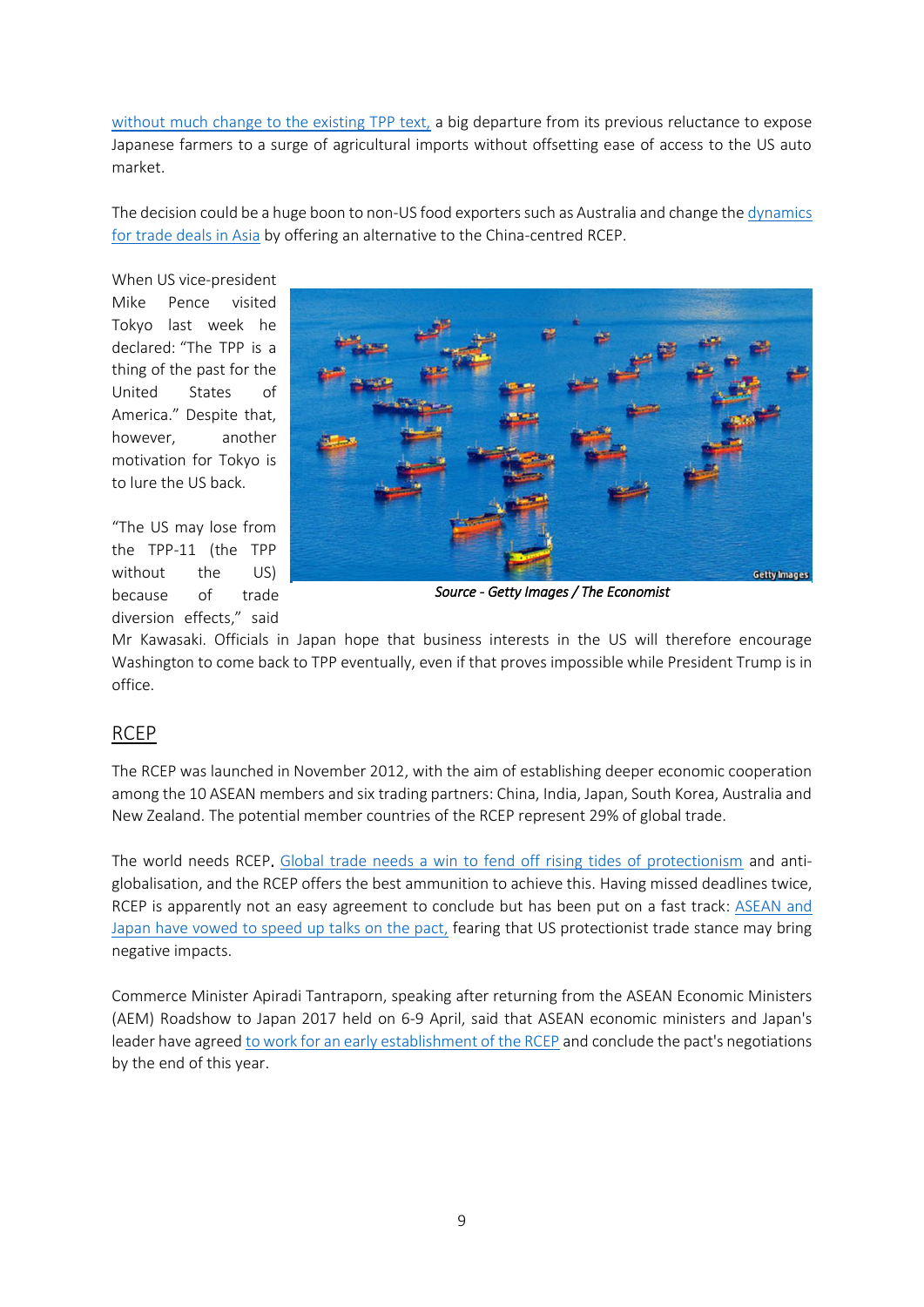without much change to the existing TPP text, a big departure from its previous reluctance to expose Japanese farmers to a surge of agricultural imports without offsetting ease of access to the US auto market.

The decision could be a huge boon to non-US food exporters such as Australia and change the dynamics for trade deals in Asia by offering an alternative to the China-centred RCEP.

When US vice-president Mike Pence visited Tokyo last week he declared: "The TPP is a thing of the past for the United States of America." Despite that, however, another motivation for Tokyo is to lure the US back.

*Source - Getty Images / The Economist*

"The US may lose from the TPP-11 (the TPP without the US) because of trade diversion effects," said Mr Kawasaki. Officials in Japan hope that business interests in the US will therefore encourage Washington to come back to TPP eventually, even if that proves impossible while President Trump is in office.

## RCEP

The RCEP was launched in November 2012, with the aim of establishing deeper economic cooperation among the 10 ASEAN members and six trading partners: China, India, Japan, South Korea, Australia and New Zealand. The potential member countries of the RCEP represent 29% of global trade.

The world needs RCEP. Global trade needs a win to fend off rising tides of protectionism and anti-globalisation, and the RCEP offers the best ammunition to achieve this. Having missed deadlines twice, RCEP is apparently not an easy agreement to conclude but has been put on a fast track: ASEAN and Japan have vowed to speed up talks on the pact, fearing that US protectionist trade stance may bring negative impacts.

Commerce Minister Apiradi Tantraporn, speaking after returning from the ASEAN Economic Ministers (AEM) Roadshow to Japan 2017 held on 6-9 April, said that ASEAN economic ministers and Japan's leader have agreed to work for an early establishment of the RCEP and conclude the pact's negotiations by the end of this year.